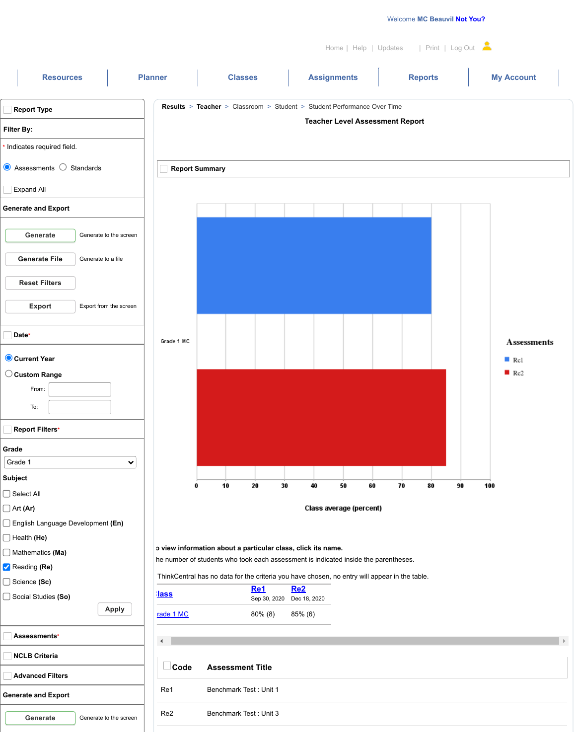Welcome MC Beauvil **Not You?**

Home | Help | Updates | Print | Log Out

Resources | Planner | Classes | Assignments | Reports | My Account

**Report Type**

**Filter By:**

\* Indicates required field.

Assessments Standards

Expand All

**Generate and Export**

Generate — Generate to the screen

Generate File — Generate to a file

Reset Filters

Export — Export from the screen

**Date\***

**Current Year**

**Custom Range**

From:

To:

**Report Filters\***

**Grade**

Grade 1

**Subject**

- Select All
- Art **(Ar)**
- English Language Development **(En)**
- Health **(He)**
- Mathematics **(Ma)**
- Reading **(Re)** ☑
- Science **(Sc)**
- Social Studies **(So)**

Apply

**Assessments\***

**NCLB Criteria**

**Advanced Filters**

**Generate and Export**

Generate — Generate to the screen

**Results** > **Teacher** > Classroom > Student > Student Performance Over Time

**Teacher Level Assessment Report**

**Report Summary**

Grade 1 MC

0 10 20 30 40 50 60 70 80 90 100

Class average (percent)

Assessments

Re1

Re2

o view information about a particular class, click its name.

he number of students who took each assessment is indicated inside the parentheses.

ThinkCentral has no data for the criteria you have chosen, no entry will appear in the table.

| lass | Re1 Sep 30, 2020 | Re2 Dec 18, 2020 |
|---|---|---|
| rade 1 MC | 80% (8) | 85% (6) |

| Code | Assessment Title |
|---|---|
| Re1 | Benchmark Test : Unit 1 |
| Re2 | Benchmark Test : Unit 3 |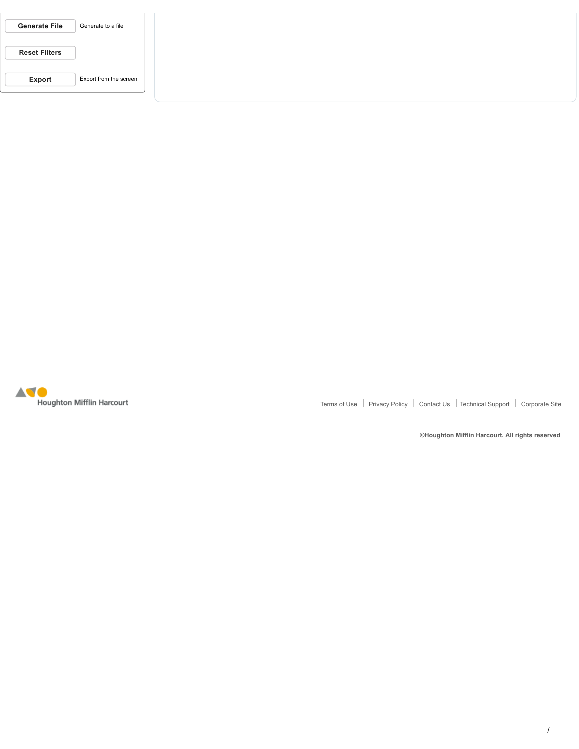Generate File Generate to a file

Reset Filters

Export Export from the screen

Houghton Mifflin Harcourt

Terms of Use | Privacy Policy | Contact Us | Technical Support | Corporate Site

©Houghton Mifflin Harcourt. All rights reserved